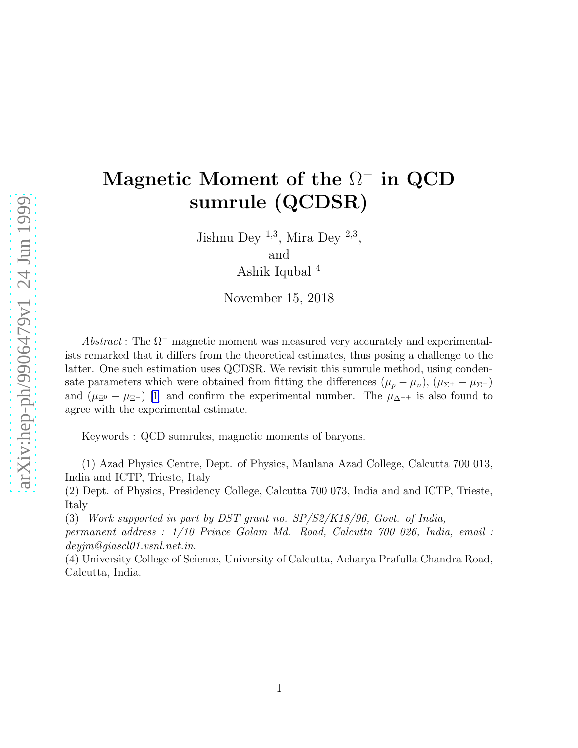# Magnetic Moment of the $\Omega^-$ in QCD sumrule (QCDSR)

Jishnu Dey [1,3], Mira Dey [2,3],

and

Ashik Iqubal [4]

November 15, 2018

*Abstract* : The $\Omega^-$ magnetic moment was measured very accurately and experimentalists remarked that it differs from the theoretical estimates, thus posing a challenge to the latter. One such estimation uses QCDSR. We revisit this sumrule method, using condensate parameters which were obtained from fitting the differences $(\mu_p - \mu_n)$, $(\mu_{\Sigma^+} - \mu_{\Sigma^-})$ and $(\mu_{\Xi^0} - \mu_{\Xi^-})$ [1] and confirm the experimental number. The $\mu_{\Delta^{++}}$ is also found to agree with the experimental estimate.

Keywords : QCD sumrules, magnetic moments of baryons.

(1) Azad Physics Centre, Dept. of Physics, Maulana Azad College, Calcutta 700 013, India and ICTP, Trieste, Italy

(2) Dept. of Physics, Presidency College, Calcutta 700 073, India and and ICTP, Trieste, Italy

(3) *Work supported in part by DST grant no. SP/S2/K18/96, Govt. of India, permanent address : 1/10 Prince Golam Md. Road, Calcutta 700 026, India, email : deyjm@giascl01.vsnl.net.in.*

(4) University College of Science, University of Calcutta, Acharya Prafulla Chandra Road, Calcutta, India.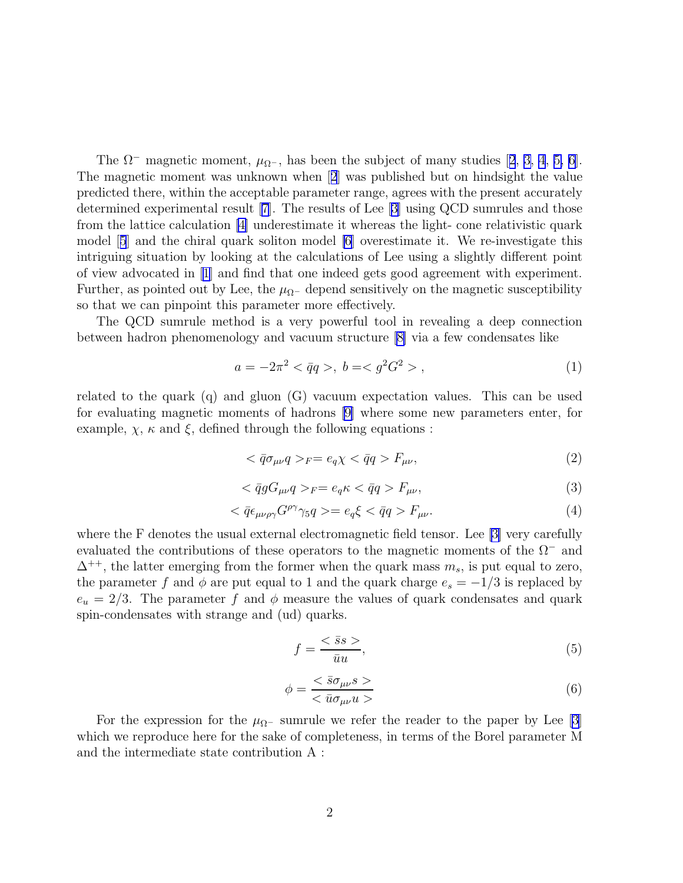The $\Omega^-$ magnetic moment, $\mu_{\Omega^-}$, has been the subject of many studies [2, 3, 4, 5, 6]. The magnetic moment was unknown when [2] was published but on hindsight the value predicted there, within the acceptable parameter range, agrees with the present accurately determined experimental result [7]. The results of Lee [3] using QCD sumrules and those from the lattice calculation [4] underestimate it whereas the light- cone relativistic quark model [5] and the chiral quark soliton model [6] overestimate it. We re-investigate this intriguing situation by looking at the calculations of Lee using a slightly different point of view advocated in [1] and find that one indeed gets good agreement with experiment. Further, as pointed out by Lee, the $\mu_{\Omega^-}$ depend sensitively on the magnetic susceptibility so that we can pinpoint this parameter more effectively.

The QCD sumrule method is a very powerful tool in revealing a deep connection between hadron phenomenology and vacuum structure [8] via a few condensates like

$$a = -2\pi^2 < \bar{q}q >, \; b = < g^2G^2 > , \tag{1}$$

related to the quark (q) and gluon (G) vacuum expectation values. This can be used for evaluating magnetic moments of hadrons [9] where some new parameters enter, for example, $\chi$, $\kappa$ and $\xi$, defined through the following equations :

$$< \bar{q}\sigma_{\mu\nu}q >_F = e_q \chi < \bar{q}q > F_{\mu\nu}, \tag{2}$$

$$< \bar{q}gG_{\mu\nu}q >_F = e_q \kappa < \bar{q}q > F_{\mu\nu}, \tag{3}$$

$$< \bar{q}\epsilon_{\mu\nu\rho\gamma}G^{\rho\gamma}\gamma_5 q > = e_q \xi < \bar{q}q > F_{\mu\nu}. \tag{4}$$

where the F denotes the usual external electromagnetic field tensor. Lee [3] very carefully evaluated the contributions of these operators to the magnetic moments of the $\Omega^-$ and $\Delta^{++}$, the latter emerging from the former when the quark mass $m_s$, is put equal to zero, the parameter $f$ and $\phi$ are put equal to 1 and the quark charge $e_s = -1/3$ is replaced by $e_u = 2/3$. The parameter $f$ and $\phi$ measure the values of quark condensates and quark spin-condensates with strange and (ud) quarks.

$$f = \frac{< \bar{s}s >}{\bar{u}u}, \tag{5}$$

$$\phi = \frac{< \bar{s}\sigma_{\mu\nu}s >}{< \bar{u}\sigma_{\mu\nu}u >} \tag{6}$$

For the expression for the $\mu_{\Omega^-}$ sumrule we refer the reader to the paper by Lee [3] which we reproduce here for the sake of completeness, in terms of the Borel parameter M and the intermediate state contribution A :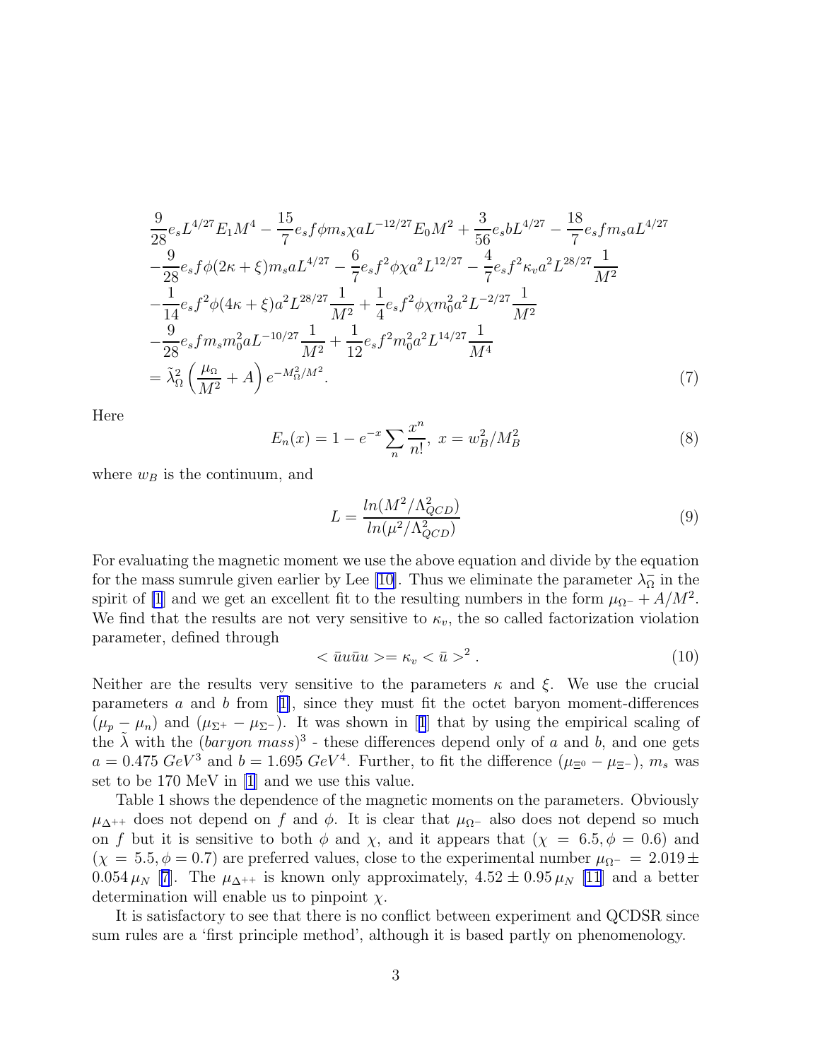$$
\begin{aligned}
&\frac{9}{28}e_s L^{4/27}E_1 M^4 - \frac{15}{7}e_s f\phi m_s \chi a L^{-12/27}E_0 M^2 + \frac{3}{56}e_s b L^{4/27} - \frac{18}{7}e_s f m_s a L^{4/27} \\
&-\frac{9}{28}e_s f\phi(2\kappa+\xi)m_s a L^{4/27} - \frac{6}{7}e_s f^2\phi\chi a^2 L^{12/27} - \frac{4}{7}e_s f^2\kappa_v a^2 L^{28/27}\frac{1}{M^2} \\
&-\frac{1}{14}e_s f^2\phi(4\kappa+\xi)a^2 L^{28/27}\frac{1}{M^2} + \frac{1}{4}e_s f^2\phi\chi m_0^2 a^2 L^{-2/27}\frac{1}{M^2} \\
&-\frac{9}{28}e_s f m_s m_0^2 a L^{-10/27}\frac{1}{M^2} + \frac{1}{12}e_s f^2 m_0^2 a^2 L^{14/27}\frac{1}{M^4} \\
&= \tilde{\lambda}_\Omega^2\left(\frac{\mu_\Omega}{M^2} + A\right)e^{-M_\Omega^2/M^2}. \qquad (7)
\end{aligned}
$$

Here

$$
E_n(x) = 1 - e^{-x}\sum_n \frac{x^n}{n!},\; x = w_B^2/M_B^2 \qquad (8)
$$

where $w_B$ is the continuum, and

$$
L = \frac{ln(M^2/\Lambda_{QCD}^2)}{ln(\mu^2/\Lambda_{QCD}^2)} \qquad (9)
$$

For evaluating the magnetic moment we use the above equation and divide by the equation for the mass sumrule given earlier by Lee [10]. Thus we eliminate the parameter $\tilde{\lambda_\Omega}$ in the spirit of [1] and we get an excellent fit to the resulting numbers in the form $\mu_{\Omega^-} + A/M^2$. We find that the results are not very sensitive to $\kappa_v$, the so called factorization violation parameter, defined through

$$
<\bar{u}u\bar{u}u> = \kappa_v <\bar{u}>^2 . \qquad (10)
$$

Neither are the results very sensitive to the parameters $\kappa$ and $\xi$. We use the crucial parameters $a$ and $b$ from [1], since they must fit the octet baryon moment-differences $(\mu_p - \mu_n)$ and $(\mu_{\Sigma^+} - \mu_{\Sigma^-})$. It was shown in [1] that by using the empirical scaling of the $\tilde{\lambda}$ with the $(baryon\ mass)^3$ - these differences depend only of $a$ and $b$, and one gets $a = 0.475\ GeV^3$ and $b = 1.695\ GeV^4$. Further, to fit the difference $(\mu_{\Xi^0} - \mu_{\Xi^-})$, $m_s$ was set to be 170 MeV in [1] and we use this value.

Table 1 shows the dependence of the magnetic moments on the parameters. Obviously $\mu_{\Delta^{++}}$ does not depend on $f$ and $\phi$. It is clear that $\mu_{\Omega^-}$ also does not depend so much on $f$ but it is sensitive to both $\phi$ and $\chi$, and it appears that $(\chi = 6.5, \phi = 0.6)$ and $(\chi = 5.5, \phi = 0.7)$ are preferred values, close to the experimental number $\mu_{\Omega^-} = 2.019 \pm 0.054\,\mu_N$ [7]. The $\mu_{\Delta^{++}}$ is known only approximately, $4.52 \pm 0.95\,\mu_N$ [11] and a better determination will enable us to pinpoint $\chi$.

It is satisfactory to see that there is no conflict between experiment and QCDSR since sum rules are a 'first principle method', although it is based partly on phenomenology.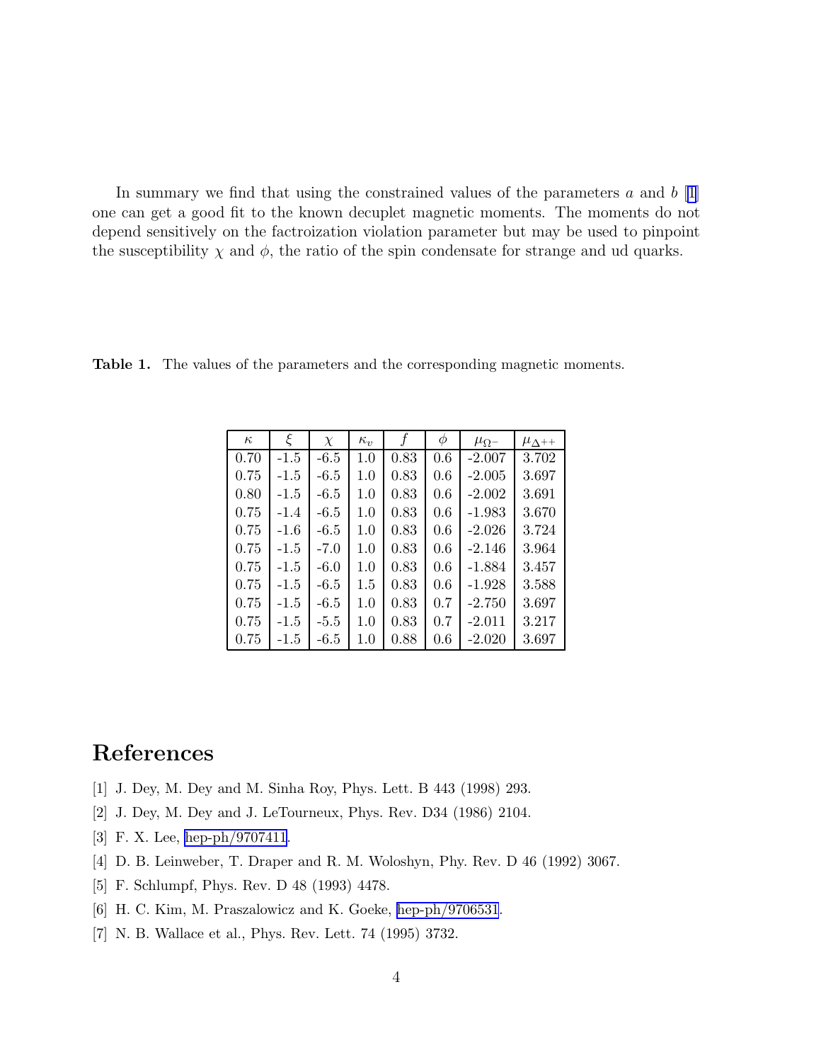In summary we find that using the constrained values of the parameters $a$ and $b$ [1] one can get a good fit to the known decuplet magnetic moments. The moments do not depend sensitively on the factroization violation parameter but may be used to pinpoint the susceptibility $\chi$ and $\phi$, the ratio of the spin condensate for strange and ud quarks.

**Table 1.** The values of the parameters and the corresponding magnetic moments.

| $\kappa$ | $\xi$ | $\chi$ | $\kappa_v$ | $f$ | $\phi$ | $\mu_{\Omega^-}$ | $\mu_{\Delta^{++}}$ |
|---|---|---|---|---|---|---|---|
| 0.70 | -1.5 | -6.5 | 1.0 | 0.83 | 0.6 | -2.007 | 3.702 |
| 0.75 | -1.5 | -6.5 | 1.0 | 0.83 | 0.6 | -2.005 | 3.697 |
| 0.80 | -1.5 | -6.5 | 1.0 | 0.83 | 0.6 | -2.002 | 3.691 |
| 0.75 | -1.4 | -6.5 | 1.0 | 0.83 | 0.6 | -1.983 | 3.670 |
| 0.75 | -1.6 | -6.5 | 1.0 | 0.83 | 0.6 | -2.026 | 3.724 |
| 0.75 | -1.5 | -7.0 | 1.0 | 0.83 | 0.6 | -2.146 | 3.964 |
| 0.75 | -1.5 | -6.0 | 1.0 | 0.83 | 0.6 | -1.884 | 3.457 |
| 0.75 | -1.5 | -6.5 | 1.5 | 0.83 | 0.6 | -1.928 | 3.588 |
| 0.75 | -1.5 | -6.5 | 1.0 | 0.83 | 0.7 | -2.750 | 3.697 |
| 0.75 | -1.5 | -5.5 | 1.0 | 0.83 | 0.7 | -2.011 | 3.217 |
| 0.75 | -1.5 | -6.5 | 1.0 | 0.88 | 0.6 | -2.020 | 3.697 |

# References

[1] J. Dey, M. Dey and M. Sinha Roy, Phys. Lett. B 443 (1998) 293.

[2] J. Dey, M. Dey and J. LeTourneux, Phys. Rev. D34 (1986) 2104.

[3] F. X. Lee, hep-ph/9707411.

[4] D. B. Leinweber, T. Draper and R. M. Woloshyn, Phy. Rev. D 46 (1992) 3067.

[5] F. Schlumpf, Phys. Rev. D 48 (1993) 4478.

[6] H. C. Kim, M. Praszalowicz and K. Goeke, hep-ph/9706531.

[7] N. B. Wallace et al., Phys. Rev. Lett. 74 (1995) 3732.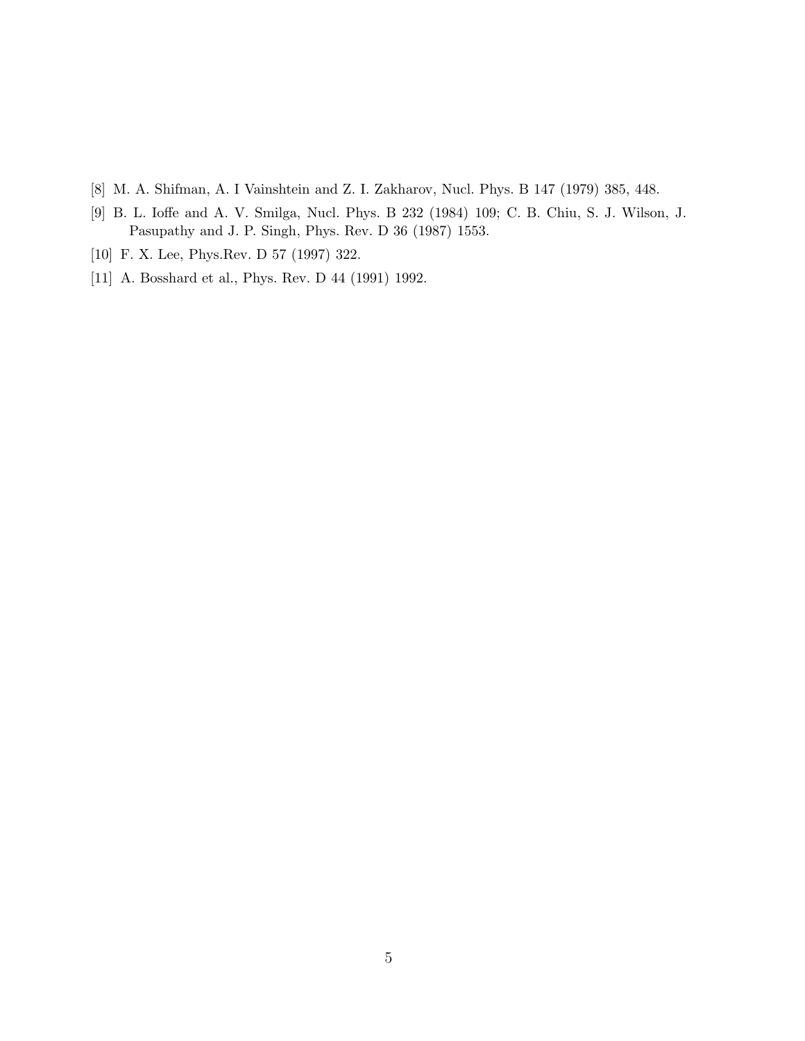[8] M. A. Shifman, A. I Vainshtein and Z. I. Zakharov, Nucl. Phys. B 147 (1979) 385, 448.

[9] B. L. Ioffe and A. V. Smilga, Nucl. Phys. B 232 (1984) 109; C. B. Chiu, S. J. Wilson, J. Pasupathy and J. P. Singh, Phys. Rev. D 36 (1987) 1553.

[10] F. X. Lee, Phys.Rev. D 57 (1997) 322.

[11] A. Bosshard et al., Phys. Rev. D 44 (1991) 1992.